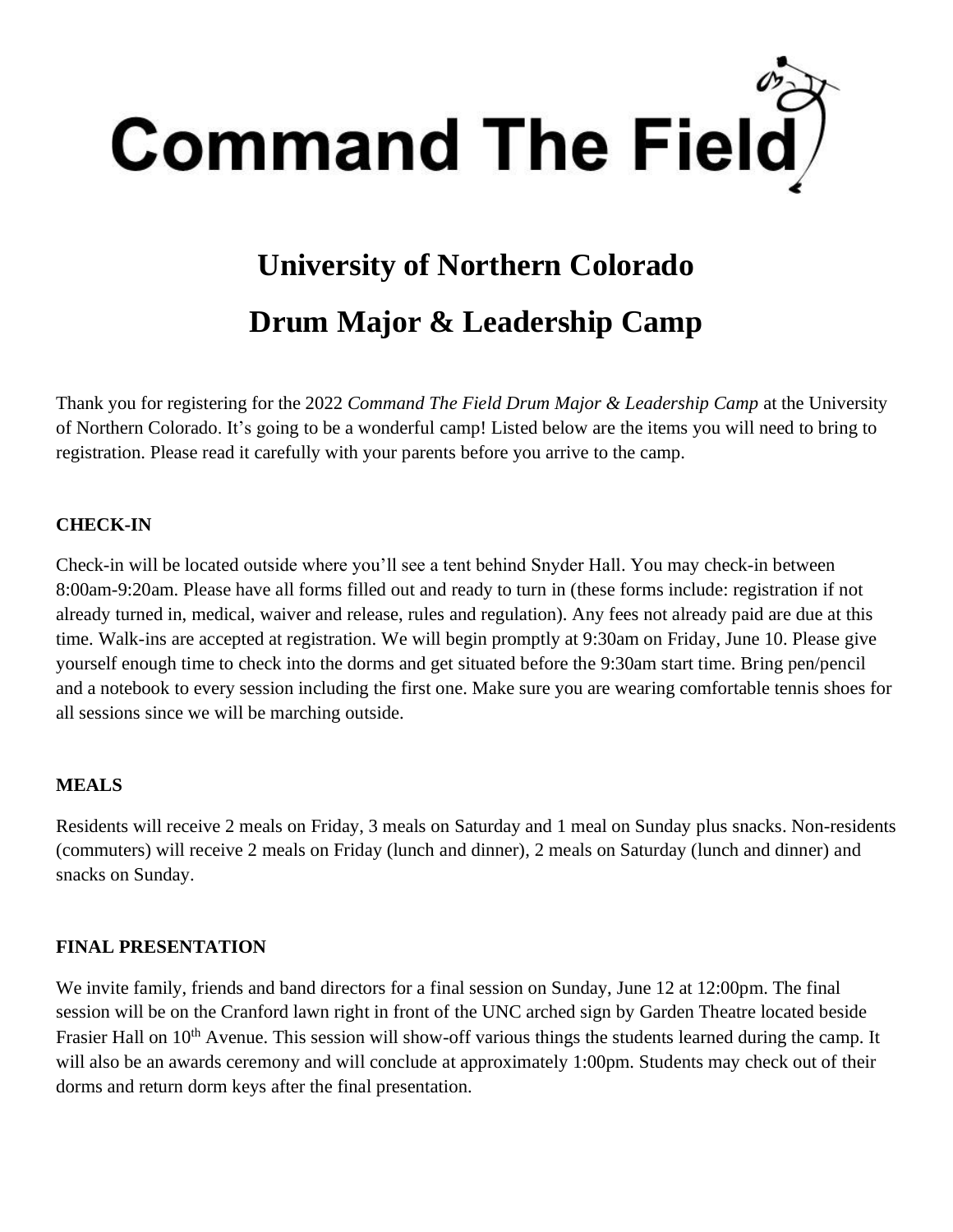# Command The Field

## University of Northern Colorado

## Drum Major & Leadership Camp

Thank you for registering for the 2022 *Command The Field Drum Major & Leadership Camp* at the University of Northern Colorado. It's going to be a wonderful camp! Listed below are the items you will need to bring to registration. Please read it carefully with your parents before you arrive to the camp.

### CHECK-IN

Check-in will be located outside where you'll see a tent behind Snyder Hall. You may check-in between 8:00am-9:20am. Please have all forms filled out and ready to turn in (these forms include: registration if not already turned in, medical, waiver and release, rules and regulation). Any fees not already paid are due at this time. Walk-ins are accepted at registration. We will begin promptly at 9:30am on Friday, June 10. Please give yourself enough time to check into the dorms and get situated before the 9:30am start time. Bring pen/pencil and a notebook to every session including the first one. Make sure you are wearing comfortable tennis shoes for all sessions since we will be marching outside.

### MEALS

Residents will receive 2 meals on Friday, 3 meals on Saturday and 1 meal on Sunday plus snacks. Non-residents (commuters) will receive 2 meals on Friday (lunch and dinner), 2 meals on Saturday (lunch and dinner) and snacks on Sunday.

### FINAL PRESENTATION

We invite family, friends and band directors for a final session on Sunday, June 12 at 12:00pm. The final session will be on the Cranford lawn right in front of the UNC arched sign by Garden Theatre located beside Frasier Hall on 10th Avenue. This session will show-off various things the students learned during the camp. It will also be an awards ceremony and will conclude at approximately 1:00pm. Students may check out of their dorms and return dorm keys after the final presentation.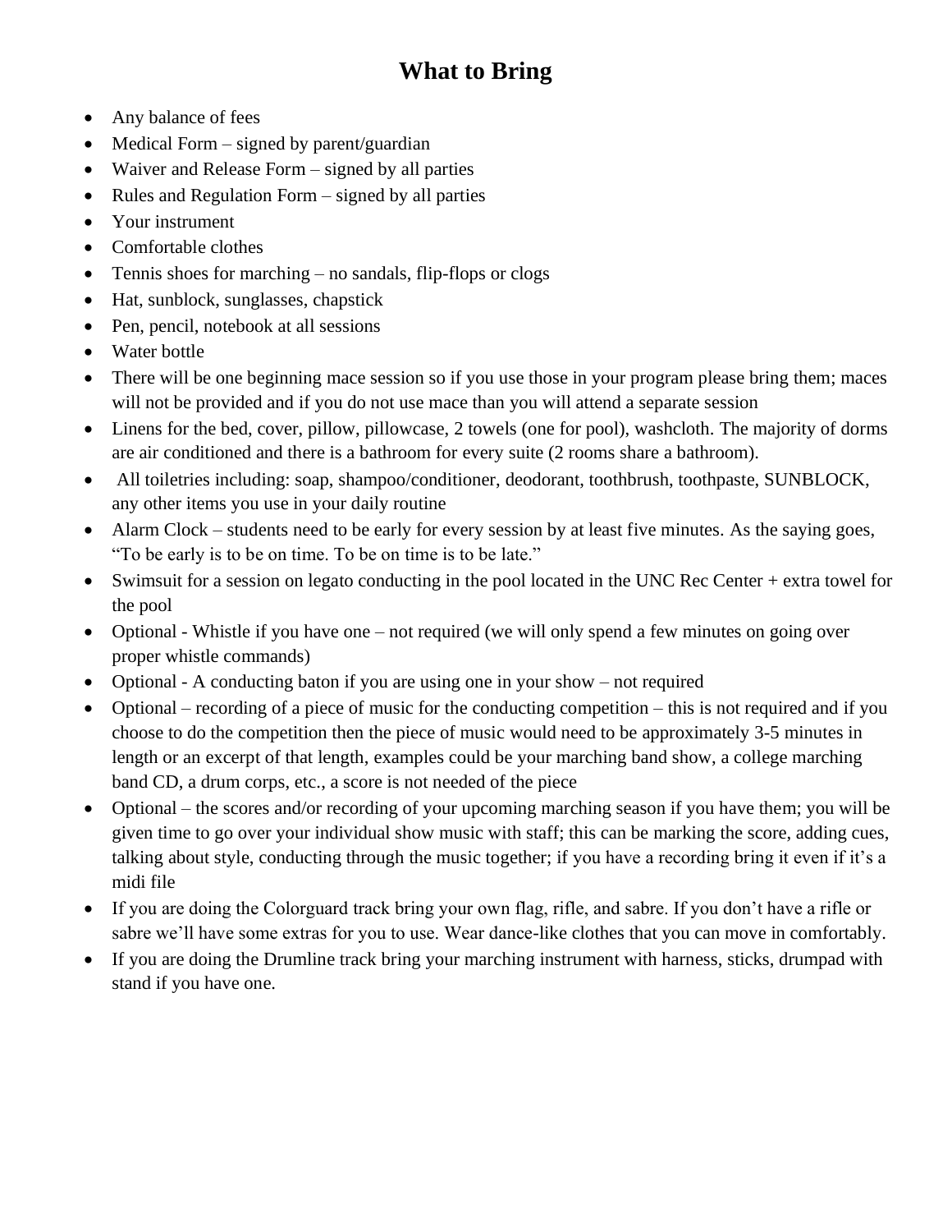# What to Bring

- Any balance of fees
- Medical Form – signed by parent/guardian
- Waiver and Release Form – signed by all parties
- Rules and Regulation Form – signed by all parties
- Your instrument
- Comfortable clothes
- Tennis shoes for marching – no sandals, flip-flops or clogs
- Hat, sunblock, sunglasses, chapstick
- Pen, pencil, notebook at all sessions
- Water bottle
- There will be one beginning mace session so if you use those in your program please bring them; maces will not be provided and if you do not use mace than you will attend a separate session
- Linens for the bed, cover, pillow, pillowcase, 2 towels (one for pool), washcloth. The majority of dorms are air conditioned and there is a bathroom for every suite (2 rooms share a bathroom).
- All toiletries including: soap, shampoo/conditioner, deodorant, toothbrush, toothpaste, SUNBLOCK, any other items you use in your daily routine
- Alarm Clock – students need to be early for every session by at least five minutes. As the saying goes, "To be early is to be on time. To be on time is to be late."
- Swimsuit for a session on legato conducting in the pool located in the UNC Rec Center + extra towel for the pool
- Optional - Whistle if you have one – not required (we will only spend a few minutes on going over proper whistle commands)
- Optional - A conducting baton if you are using one in your show – not required
- Optional – recording of a piece of music for the conducting competition – this is not required and if you choose to do the competition then the piece of music would need to be approximately 3-5 minutes in length or an excerpt of that length, examples could be your marching band show, a college marching band CD, a drum corps, etc., a score is not needed of the piece
- Optional – the scores and/or recording of your upcoming marching season if you have them; you will be given time to go over your individual show music with staff; this can be marking the score, adding cues, talking about style, conducting through the music together; if you have a recording bring it even if it's a midi file
- If you are doing the Colorguard track bring your own flag, rifle, and sabre. If you don't have a rifle or sabre we'll have some extras for you to use. Wear dance-like clothes that you can move in comfortably.
- If you are doing the Drumline track bring your marching instrument with harness, sticks, drumpad with stand if you have one.